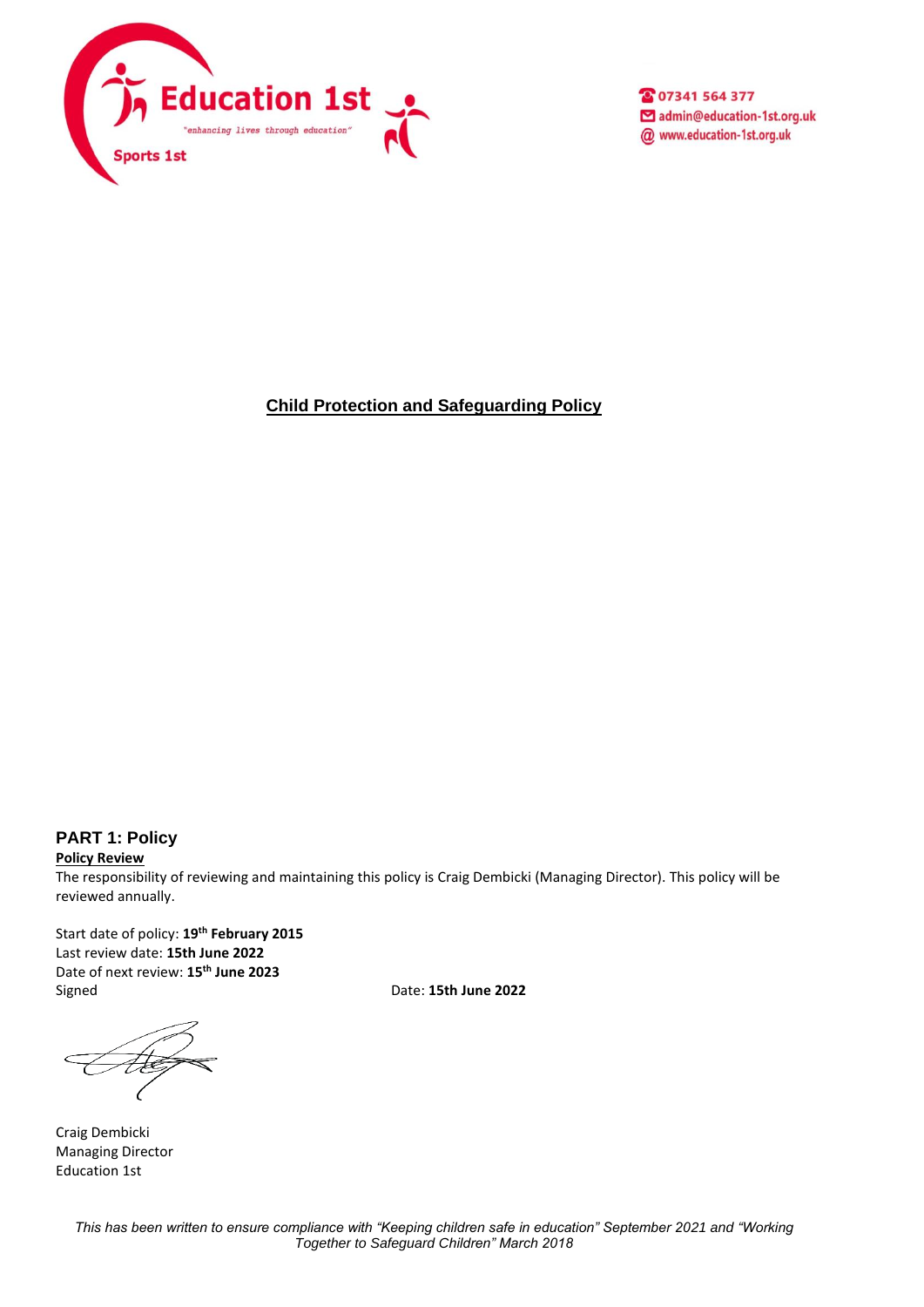Education 1st

"enhancing lives through education"

Sports 1st

07341 564 377
admin@education-1st.org.uk
www.education-1st.org.uk

# Child Protection and Safeguarding Policy

## PART 1: Policy

**Policy Review**

The responsibility of reviewing and maintaining this policy is Craig Dembicki (Managing Director). This policy will be reviewed annually.

Start date of policy: **19th February 2015**
Last review date: **15th June 2022**
Date of next review: **15th June 2023**
Signed Date: **15th June 2022**

Craig Dembicki
Managing Director
Education 1st

*This has been written to ensure compliance with "Keeping children safe in education" September 2021 and "Working Together to Safeguard Children" March 2018*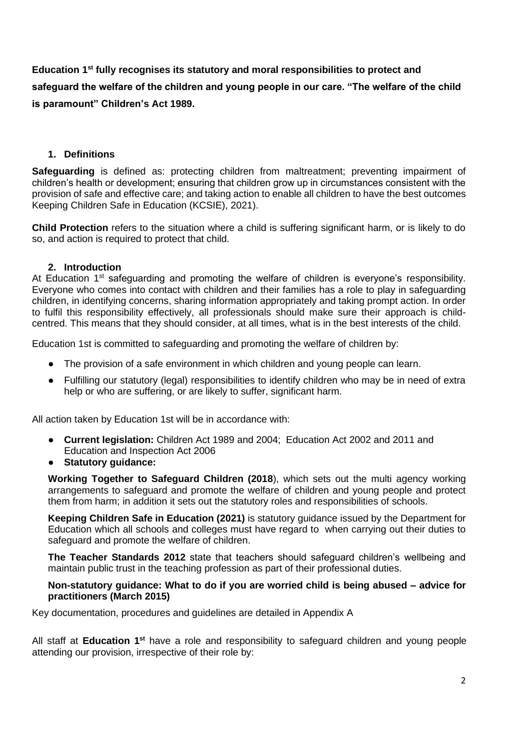**Education 1st fully recognises its statutory and moral responsibilities to protect and safeguard the welfare of the children and young people in our care. "The welfare of the child is paramount" Children's Act 1989.**

## 1. Definitions

**Safeguarding** is defined as: protecting children from maltreatment; preventing impairment of children's health or development; ensuring that children grow up in circumstances consistent with the provision of safe and effective care; and taking action to enable all children to have the best outcomes Keeping Children Safe in Education (KCSIE), 2021).

**Child Protection** refers to the situation where a child is suffering significant harm, or is likely to do so, and action is required to protect that child.

## 2. Introduction

At Education 1st safeguarding and promoting the welfare of children is everyone's responsibility. Everyone who comes into contact with children and their families has a role to play in safeguarding children, in identifying concerns, sharing information appropriately and taking prompt action. In order to fulfil this responsibility effectively, all professionals should make sure their approach is child-centred. This means that they should consider, at all times, what is in the best interests of the child.

Education 1st is committed to safeguarding and promoting the welfare of children by:

- The provision of a safe environment in which children and young people can learn.
- Fulfilling our statutory (legal) responsibilities to identify children who may be in need of extra help or who are suffering, or are likely to suffer, significant harm.

All action taken by Education 1st will be in accordance with:

- **Current legislation:** Children Act 1989 and 2004; Education Act 2002 and 2011 and Education and Inspection Act 2006
- **Statutory guidance:**

**Working Together to Safeguard Children (2018**), which sets out the multi agency working arrangements to safeguard and promote the welfare of children and young people and protect them from harm; in addition it sets out the statutory roles and responsibilities of schools.

**Keeping Children Safe in Education (2021)** is statutory guidance issued by the Department for Education which all schools and colleges must have regard to when carrying out their duties to safeguard and promote the welfare of children.

**The Teacher Standards 2012** state that teachers should safeguard children's wellbeing and maintain public trust in the teaching profession as part of their professional duties.

**Non-statutory guidance: What to do if you are worried child is being abused – advice for practitioners (March 2015)**

Key documentation, procedures and guidelines are detailed in Appendix A

All staff at **Education 1st** have a role and responsibility to safeguard children and young people attending our provision, irrespective of their role by: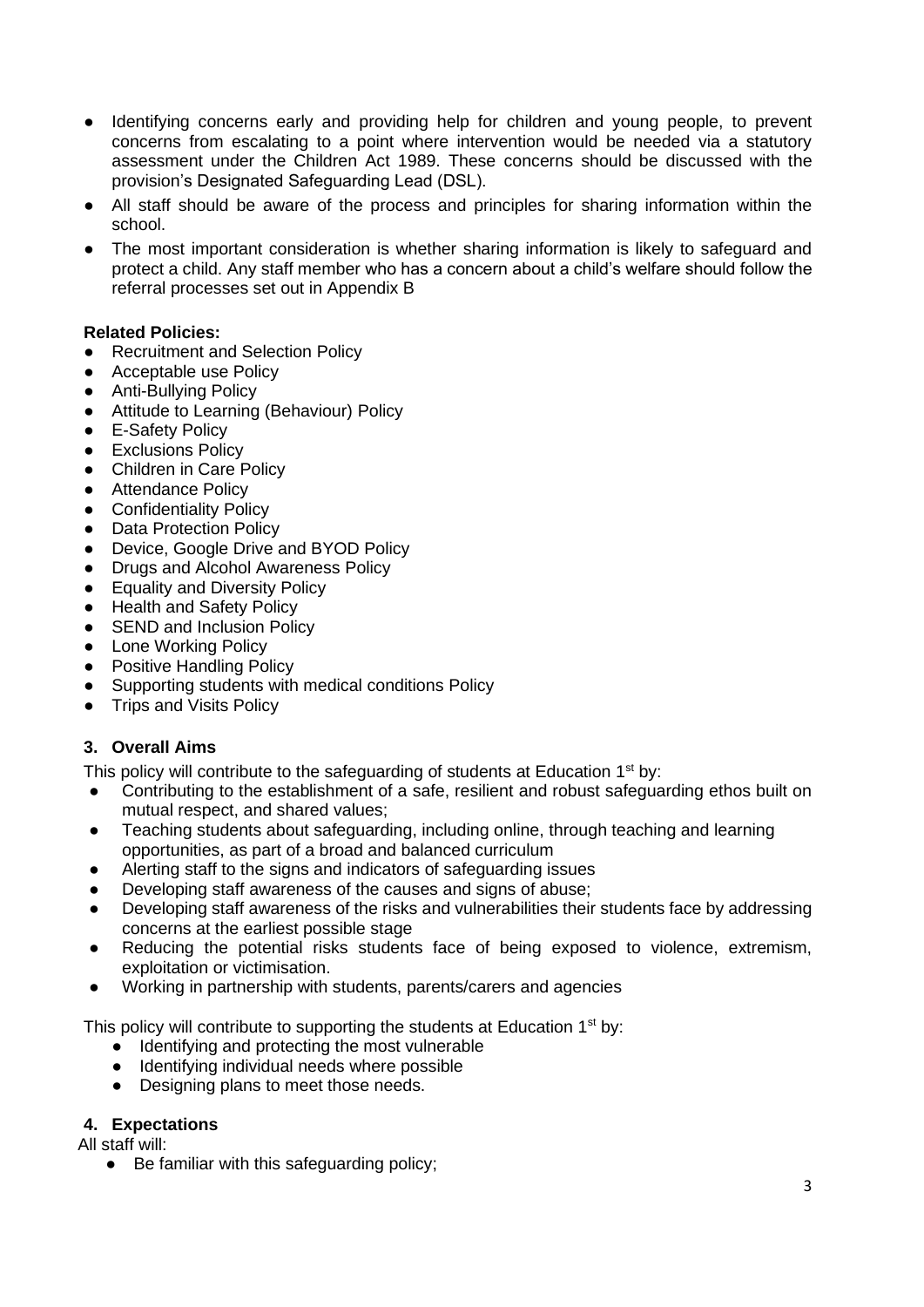- Identifying concerns early and providing help for children and young people, to prevent concerns from escalating to a point where intervention would be needed via a statutory assessment under the Children Act 1989. These concerns should be discussed with the provision's Designated Safeguarding Lead (DSL).
- All staff should be aware of the process and principles for sharing information within the school.
- The most important consideration is whether sharing information is likely to safeguard and protect a child. Any staff member who has a concern about a child's welfare should follow the referral processes set out in Appendix B

**Related Policies:**

- Recruitment and Selection Policy
- Acceptable use Policy
- Anti-Bullying Policy
- Attitude to Learning (Behaviour) Policy
- E-Safety Policy
- Exclusions Policy
- Children in Care Policy
- Attendance Policy
- Confidentiality Policy
- Data Protection Policy
- Device, Google Drive and BYOD Policy
- Drugs and Alcohol Awareness Policy
- Equality and Diversity Policy
- Health and Safety Policy
- SEND and Inclusion Policy
- Lone Working Policy
- Positive Handling Policy
- Supporting students with medical conditions Policy
- Trips and Visits Policy

## 3. Overall Aims

This policy will contribute to the safeguarding of students at Education 1st by:

- Contributing to the establishment of a safe, resilient and robust safeguarding ethos built on mutual respect, and shared values;
- Teaching students about safeguarding, including online, through teaching and learning opportunities, as part of a broad and balanced curriculum
- Alerting staff to the signs and indicators of safeguarding issues
- Developing staff awareness of the causes and signs of abuse;
- Developing staff awareness of the risks and vulnerabilities their students face by addressing concerns at the earliest possible stage
- Reducing the potential risks students face of being exposed to violence, extremism, exploitation or victimisation.
- Working in partnership with students, parents/carers and agencies

This policy will contribute to supporting the students at Education 1st by:

- Identifying and protecting the most vulnerable
- Identifying individual needs where possible
- Designing plans to meet those needs.

## 4. Expectations

All staff will:

- Be familiar with this safeguarding policy;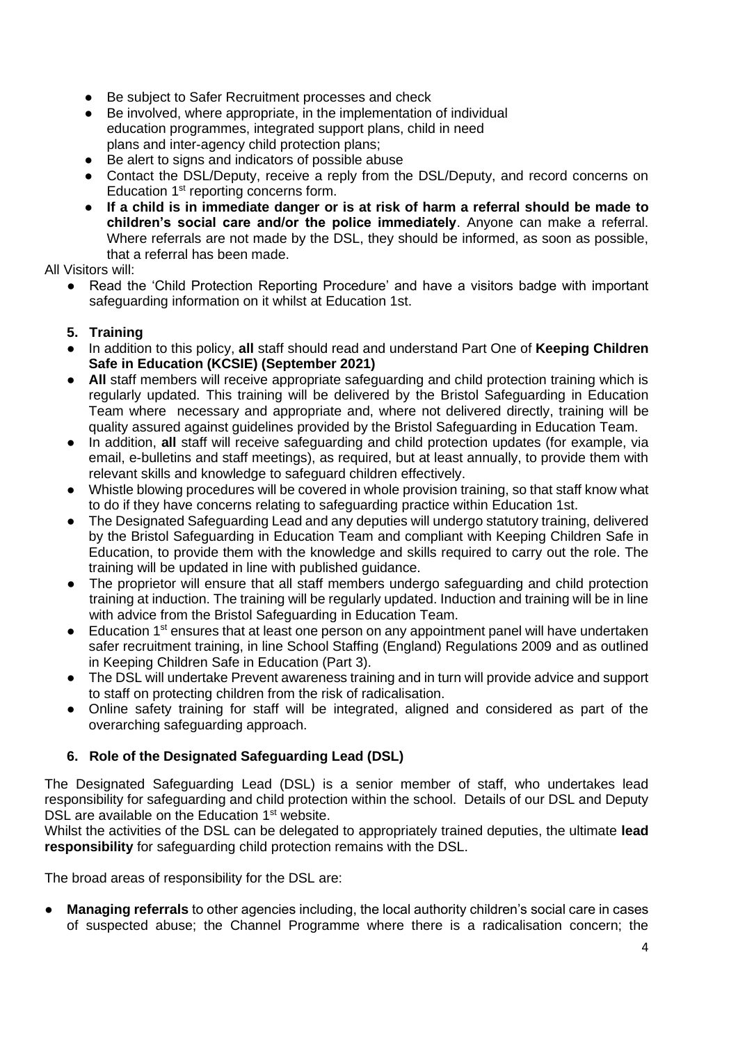- Be subject to Safer Recruitment processes and check
- Be involved, where appropriate, in the implementation of individual education programmes, integrated support plans, child in need plans and inter-agency child protection plans;
- Be alert to signs and indicators of possible abuse
- Contact the DSL/Deputy, receive a reply from the DSL/Deputy, and record concerns on Education 1st reporting concerns form.
- **If a child is in immediate danger or is at risk of harm a referral should be made to children's social care and/or the police immediately**. Anyone can make a referral. Where referrals are not made by the DSL, they should be informed, as soon as possible, that a referral has been made.

All Visitors will:

- Read the 'Child Protection Reporting Procedure' and have a visitors badge with important safeguarding information on it whilst at Education 1st.

## 5. Training

- In addition to this policy, **all** staff should read and understand Part One of **Keeping Children Safe in Education (KCSIE) (September 2021)**
- **All** staff members will receive appropriate safeguarding and child protection training which is regularly updated. This training will be delivered by the Bristol Safeguarding in Education Team where necessary and appropriate and, where not delivered directly, training will be quality assured against guidelines provided by the Bristol Safeguarding in Education Team.
- In addition, **all** staff will receive safeguarding and child protection updates (for example, via email, e-bulletins and staff meetings), as required, but at least annually, to provide them with relevant skills and knowledge to safeguard children effectively.
- Whistle blowing procedures will be covered in whole provision training, so that staff know what to do if they have concerns relating to safeguarding practice within Education 1st.
- The Designated Safeguarding Lead and any deputies will undergo statutory training, delivered by the Bristol Safeguarding in Education Team and compliant with Keeping Children Safe in Education, to provide them with the knowledge and skills required to carry out the role. The training will be updated in line with published guidance.
- The proprietor will ensure that all staff members undergo safeguarding and child protection training at induction. The training will be regularly updated. Induction and training will be in line with advice from the Bristol Safeguarding in Education Team.
- Education 1st ensures that at least one person on any appointment panel will have undertaken safer recruitment training, in line School Staffing (England) Regulations 2009 and as outlined in Keeping Children Safe in Education (Part 3).
- The DSL will undertake Prevent awareness training and in turn will provide advice and support to staff on protecting children from the risk of radicalisation.
- Online safety training for staff will be integrated, aligned and considered as part of the overarching safeguarding approach.

## 6. Role of the Designated Safeguarding Lead (DSL)

The Designated Safeguarding Lead (DSL) is a senior member of staff, who undertakes lead responsibility for safeguarding and child protection within the school. Details of our DSL and Deputy DSL are available on the Education 1st website.

Whilst the activities of the DSL can be delegated to appropriately trained deputies, the ultimate **lead responsibility** for safeguarding child protection remains with the DSL.

The broad areas of responsibility for the DSL are:

- **Managing referrals** to other agencies including, the local authority children's social care in cases of suspected abuse; the Channel Programme where there is a radicalisation concern; the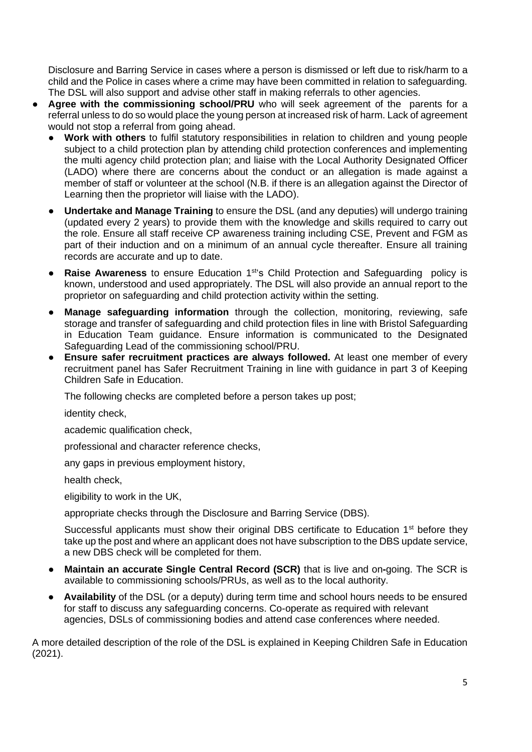Disclosure and Barring Service in cases where a person is dismissed or left due to risk/harm to a child and the Police in cases where a crime may have been committed in relation to safeguarding. The DSL will also support and advise other staff in making referrals to other agencies.

- **Agree with the commissioning school/PRU** who will seek agreement of the parents for a referral unless to do so would place the young person at increased risk of harm. Lack of agreement would not stop a referral from going ahead.
  - **Work with others** to fulfil statutory responsibilities in relation to children and young people subject to a child protection plan by attending child protection conferences and implementing the multi agency child protection plan; and liaise with the Local Authority Designated Officer (LADO) where there are concerns about the conduct or an allegation is made against a member of staff or volunteer at the school (N.B. if there is an allegation against the Director of Learning then the proprietor will liaise with the LADO).
  - **Undertake and Manage Training** to ensure the DSL (and any deputies) will undergo training (updated every 2 years) to provide them with the knowledge and skills required to carry out the role. Ensure all staff receive CP awareness training including CSE, Prevent and FGM as part of their induction and on a minimum of an annual cycle thereafter. Ensure all training records are accurate and up to date.
  - **Raise Awareness** to ensure Education 1st's Child Protection and Safeguarding policy is known, understood and used appropriately. The DSL will also provide an annual report to the proprietor on safeguarding and child protection activity within the setting.
  - **Manage safeguarding information** through the collection, monitoring, reviewing, safe storage and transfer of safeguarding and child protection files in line with Bristol Safeguarding in Education Team guidance. Ensure information is communicated to the Designated Safeguarding Lead of the commissioning school/PRU.
  - **Ensure safer recruitment practices are always followed.** At least one member of every recruitment panel has Safer Recruitment Training in line with guidance in part 3 of Keeping Children Safe in Education.

    The following checks are completed before a person takes up post;

    identity check,

    academic qualification check,

    professional and character reference checks,

    any gaps in previous employment history,

    health check,

    eligibility to work in the UK,

    appropriate checks through the Disclosure and Barring Service (DBS).

    Successful applicants must show their original DBS certificate to Education 1st before they take up the post and where an applicant does not have subscription to the DBS update service, a new DBS check will be completed for them.

  - **Maintain an accurate Single Central Record (SCR)** that is live and on-going. The SCR is available to commissioning schools/PRUs, as well as to the local authority.
  - **Availability** of the DSL (or a deputy) during term time and school hours needs to be ensured for staff to discuss any safeguarding concerns. Co-operate as required with relevant agencies, DSLs of commissioning bodies and attend case conferences where needed.

A more detailed description of the role of the DSL is explained in Keeping Children Safe in Education (2021).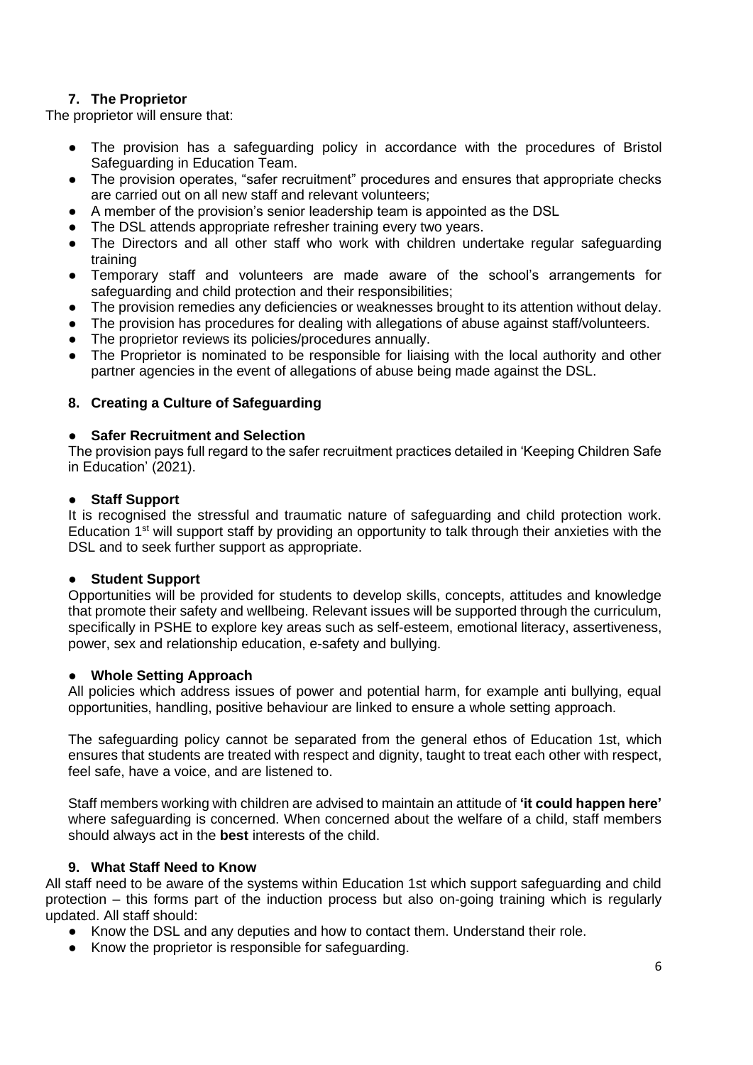## 7. The Proprietor

The proprietor will ensure that:

- The provision has a safeguarding policy in accordance with the procedures of Bristol Safeguarding in Education Team.
- The provision operates, "safer recruitment" procedures and ensures that appropriate checks are carried out on all new staff and relevant volunteers;
- A member of the provision's senior leadership team is appointed as the DSL
- The DSL attends appropriate refresher training every two years.
- The Directors and all other staff who work with children undertake regular safeguarding training
- Temporary staff and volunteers are made aware of the school's arrangements for safeguarding and child protection and their responsibilities;
- The provision remedies any deficiencies or weaknesses brought to its attention without delay.
- The provision has procedures for dealing with allegations of abuse against staff/volunteers.
- The proprietor reviews its policies/procedures annually.
- The Proprietor is nominated to be responsible for liaising with the local authority and other partner agencies in the event of allegations of abuse being made against the DSL.

## 8. Creating a Culture of Safeguarding

- **Safer Recruitment and Selection**

The provision pays full regard to the safer recruitment practices detailed in 'Keeping Children Safe in Education' (2021).

- **Staff Support**

It is recognised the stressful and traumatic nature of safeguarding and child protection work. Education 1st will support staff by providing an opportunity to talk through their anxieties with the DSL and to seek further support as appropriate.

- **Student Support**

Opportunities will be provided for students to develop skills, concepts, attitudes and knowledge that promote their safety and wellbeing. Relevant issues will be supported through the curriculum, specifically in PSHE to explore key areas such as self-esteem, emotional literacy, assertiveness, power, sex and relationship education, e-safety and bullying.

- **Whole Setting Approach**

All policies which address issues of power and potential harm, for example anti bullying, equal opportunities, handling, positive behaviour are linked to ensure a whole setting approach.

The safeguarding policy cannot be separated from the general ethos of Education 1st, which ensures that students are treated with respect and dignity, taught to treat each other with respect, feel safe, have a voice, and are listened to.

Staff members working with children are advised to maintain an attitude of **'it could happen here'** where safeguarding is concerned. When concerned about the welfare of a child, staff members should always act in the **best** interests of the child.

## 9. What Staff Need to Know

All staff need to be aware of the systems within Education 1st which support safeguarding and child protection – this forms part of the induction process but also on-going training which is regularly updated. All staff should:

- Know the DSL and any deputies and how to contact them. Understand their role.
- Know the proprietor is responsible for safeguarding.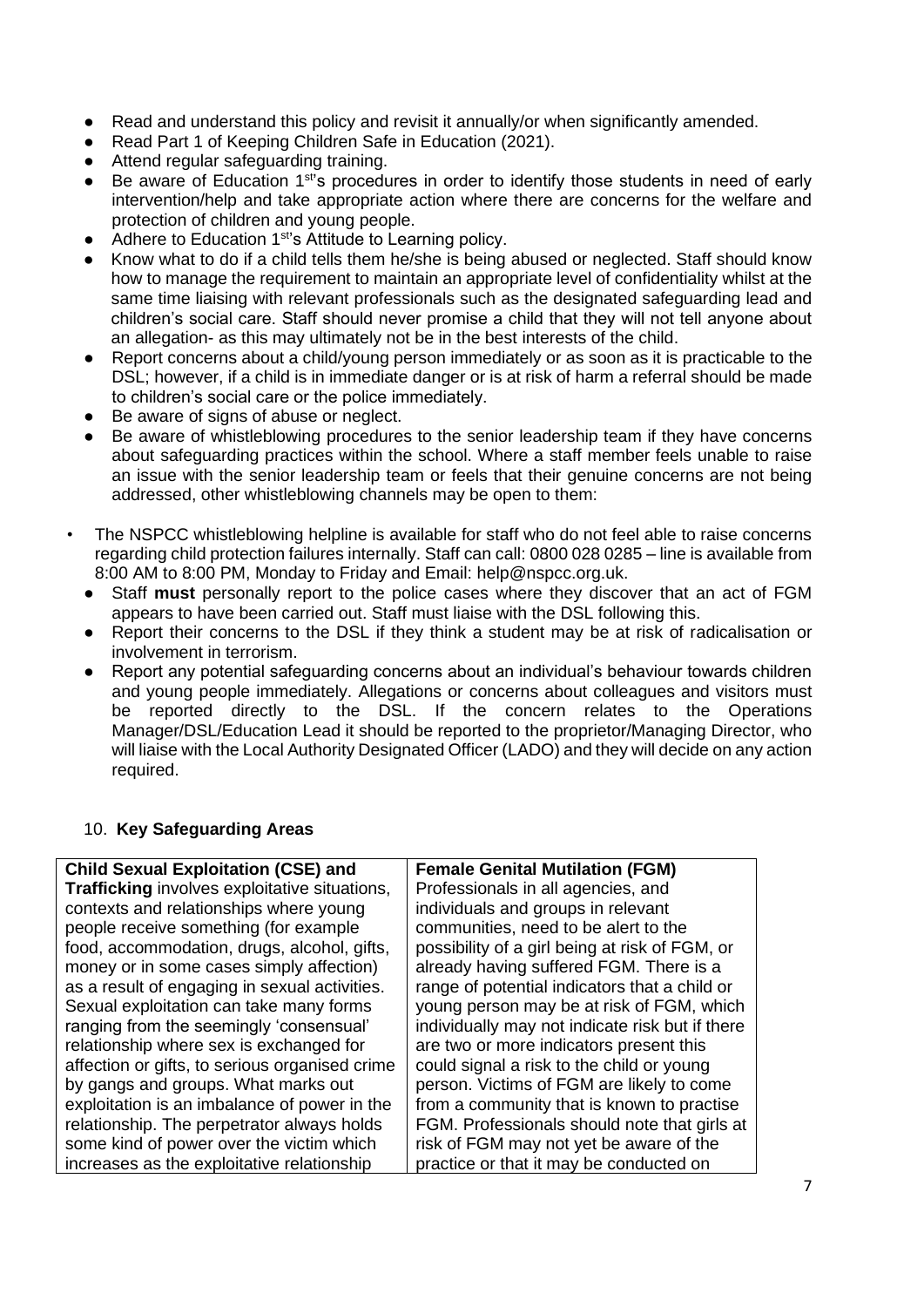- Read and understand this policy and revisit it annually/or when significantly amended.
- Read Part 1 of Keeping Children Safe in Education (2021).
- Attend regular safeguarding training.
- Be aware of Education 1st's procedures in order to identify those students in need of early intervention/help and take appropriate action where there are concerns for the welfare and protection of children and young people.
- Adhere to Education 1st's Attitude to Learning policy.
- Know what to do if a child tells them he/she is being abused or neglected. Staff should know how to manage the requirement to maintain an appropriate level of confidentiality whilst at the same time liaising with relevant professionals such as the designated safeguarding lead and children's social care. Staff should never promise a child that they will not tell anyone about an allegation- as this may ultimately not be in the best interests of the child.
- Report concerns about a child/young person immediately or as soon as it is practicable to the DSL; however, if a child is in immediate danger or is at risk of harm a referral should be made to children's social care or the police immediately.
- Be aware of signs of abuse or neglect.
- Be aware of whistleblowing procedures to the senior leadership team if they have concerns about safeguarding practices within the school. Where a staff member feels unable to raise an issue with the senior leadership team or feels that their genuine concerns are not being addressed, other whistleblowing channels may be open to them:

- The NSPCC whistleblowing helpline is available for staff who do not feel able to raise concerns regarding child protection failures internally. Staff can call: 0800 028 0285 – line is available from 8:00 AM to 8:00 PM, Monday to Friday and Email: help@nspcc.org.uk.
  - Staff **must** personally report to the police cases where they discover that an act of FGM appears to have been carried out. Staff must liaise with the DSL following this.
  - Report their concerns to the DSL if they think a student may be at risk of radicalisation or involvement in terrorism.
  - Report any potential safeguarding concerns about an individual's behaviour towards children and young people immediately. Allegations or concerns about colleagues and visitors must be reported directly to the DSL. If the concern relates to the Operations Manager/DSL/Education Lead it should be reported to the proprietor/Managing Director, who will liaise with the Local Authority Designated Officer (LADO) and they will decide on any action required.

## 10. Key Safeguarding Areas

| **Child Sexual Exploitation (CSE) and Trafficking** involves exploitative situations, contexts and relationships where young people receive something (for example food, accommodation, drugs, alcohol, gifts, money or in some cases simply affection) as a result of engaging in sexual activities. Sexual exploitation can take many forms ranging from the seemingly 'consensual' relationship where sex is exchanged for affection or gifts, to serious organised crime by gangs and groups. What marks out exploitation is an imbalance of power in the relationship. The perpetrator always holds some kind of power over the victim which increases as the exploitative relationship | **Female Genital Mutilation (FGM)** Professionals in all agencies, and individuals and groups in relevant communities, need to be alert to the possibility of a girl being at risk of FGM, or already having suffered FGM. There is a range of potential indicators that a child or young person may be at risk of FGM, which individually may not indicate risk but if there are two or more indicators present this could signal a risk to the child or young person. Victims of FGM are likely to come from a community that is known to practise FGM. Professionals should note that girls at risk of FGM may not yet be aware of the practice or that it may be conducted on |
|---|---|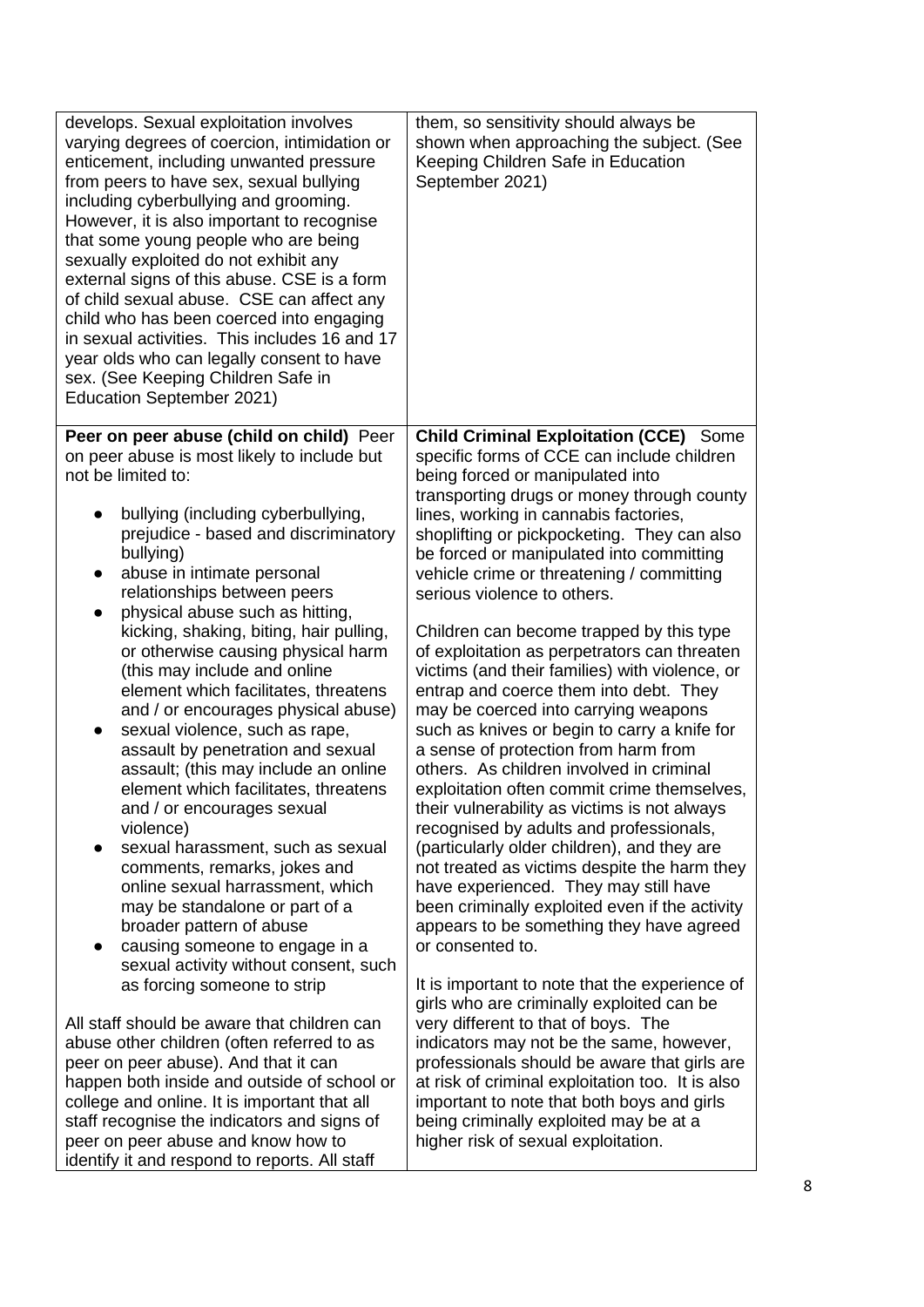| | |
|---|---|
| develops. Sexual exploitation involves varying degrees of coercion, intimidation or enticement, including unwanted pressure from peers to have sex, sexual bullying including cyberbullying and grooming. However, it is also important to recognise that some young people who are being sexually exploited do not exhibit any external signs of this abuse. CSE is a form of child sexual abuse. CSE can affect any child who has been coerced into engaging in sexual activities. This includes 16 and 17 year olds who can legally consent to have sex. (See Keeping Children Safe in Education September 2021) | them, so sensitivity should always be shown when approaching the subject. (See Keeping Children Safe in Education September 2021) |
| **Peer on peer abuse (child on child)** Peer on peer abuse is most likely to include but not be limited to:<br><br>● bullying (including cyberbullying, prejudice - based and discriminatory bullying)<br>● abuse in intimate personal relationships between peers<br>● physical abuse such as hitting, kicking, shaking, biting, hair pulling, or otherwise causing physical harm (this may include and online element which facilitates, threatens and / or encourages physical abuse)<br>● sexual violence, such as rape, assault by penetration and sexual assault; (this may include an online element which facilitates, threatens and / or encourages sexual violence)<br>● sexual harassment, such as sexual comments, remarks, jokes and online sexual harrassment, which may be standalone or part of a broader pattern of abuse<br>● causing someone to engage in a sexual activity without consent, such as forcing someone to strip<br><br>All staff should be aware that children can abuse other children (often referred to as peer on peer abuse). And that it can happen both inside and outside of school or college and online. It is important that all staff recognise the indicators and signs of peer on peer abuse and know how to identify it and respond to reports. All staff | **Child Criminal Exploitation (CCE)** Some specific forms of CCE can include children being forced or manipulated into transporting drugs or money through county lines, working in cannabis factories, shoplifting or pickpocketing. They can also be forced or manipulated into committing vehicle crime or threatening / committing serious violence to others.<br><br>Children can become trapped by this type of exploitation as perpetrators can threaten victims (and their families) with violence, or entrap and coerce them into debt. They may be coerced into carrying weapons such as knives or begin to carry a knife for a sense of protection from harm from others. As children involved in criminal exploitation often commit crime themselves, their vulnerability as victims is not always recognised by adults and professionals, (particularly older children), and they are not treated as victims despite the harm they have experienced. They may still have been criminally exploited even if the activity appears to be something they have agreed or consented to.<br><br>It is important to note that the experience of girls who are criminally exploited can be very different to that of boys. The indicators may not be the same, however, professionals should be aware that girls are at risk of criminal exploitation too. It is also important to note that both boys and girls being criminally exploited may be at a higher risk of sexual exploitation. |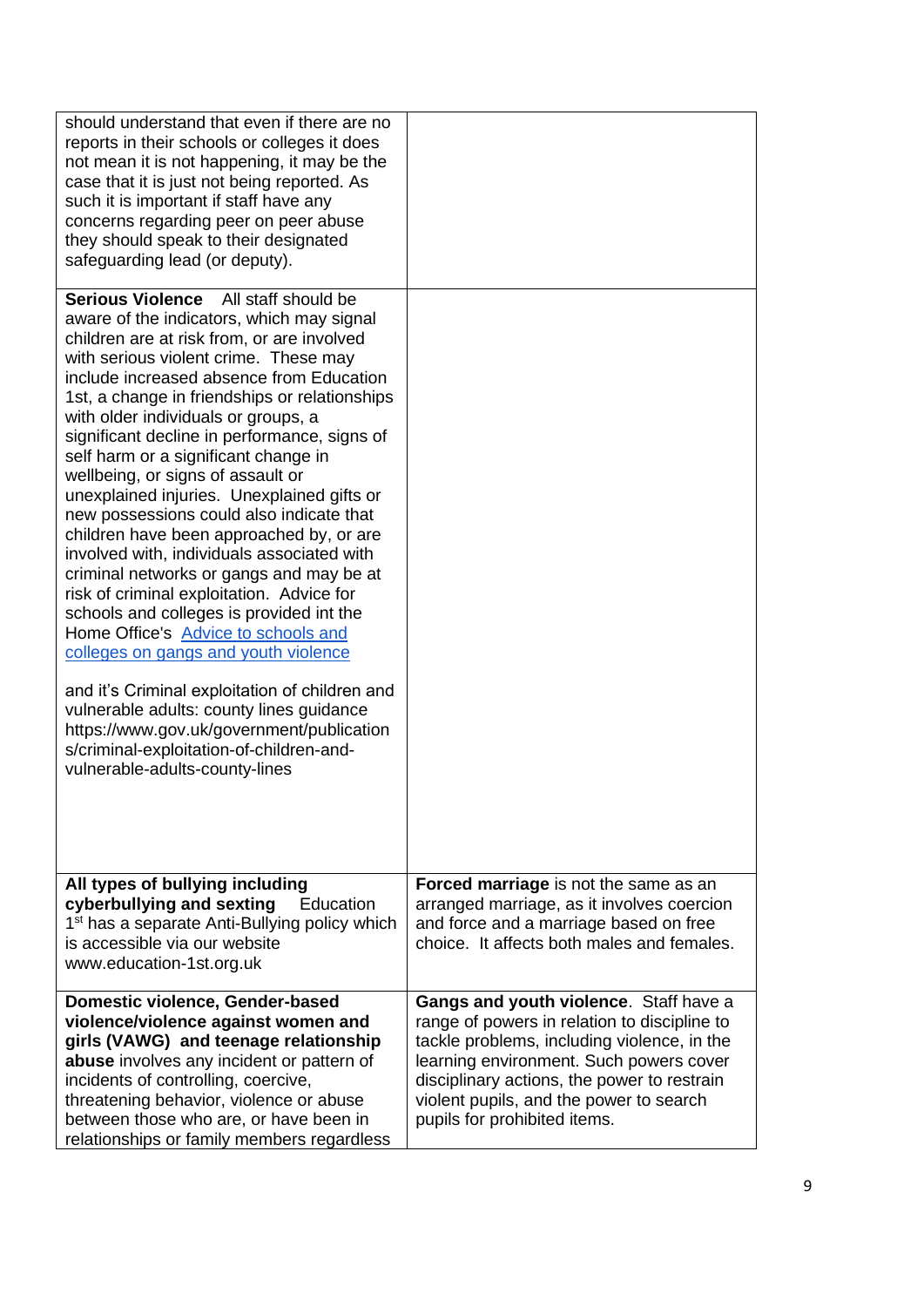| | |
|---|---|
| should understand that even if there are no reports in their schools or colleges it does not mean it is not happening, it may be the case that it is just not being reported. As such it is important if staff have any concerns regarding peer on peer abuse they should speak to their designated safeguarding lead (or deputy). | |
| **Serious Violence** All staff should be aware of the indicators, which may signal children are at risk from, or are involved with serious violent crime. These may include increased absence from Education 1st, a change in friendships or relationships with older individuals or groups, a significant decline in performance, signs of self harm or a significant change in wellbeing, or signs of assault or unexplained injuries. Unexplained gifts or new possessions could also indicate that children have been approached by, or are involved with, individuals associated with criminal networks or gangs and may be at risk of criminal exploitation. Advice for schools and colleges is provided int the Home Office's [Advice to schools and colleges on gangs and youth violence](#)<br><br>and it's Criminal exploitation of children and vulnerable adults: county lines guidance https://www.gov.uk/government/publications/criminal-exploitation-of-children-and-vulnerable-adults-county-lines | |
| **All types of bullying including cyberbullying and sexting** Education 1st has a separate Anti-Bullying policy which is accessible via our website www.education-1st.org.uk | **Forced marriage** is not the same as an arranged marriage, as it involves coercion and force and a marriage based on free choice. It affects both males and females. |
| **Domestic violence, Gender-based violence/violence against women and girls (VAWG) and teenage relationship abuse** involves any incident or pattern of incidents of controlling, coercive, threatening behavior, violence or abuse between those who are, or have been in relationships or family members regardless | **Gangs and youth violence**. Staff have a range of powers in relation to discipline to tackle problems, including violence, in the learning environment. Such powers cover disciplinary actions, the power to restrain violent pupils, and the power to search pupils for prohibited items. |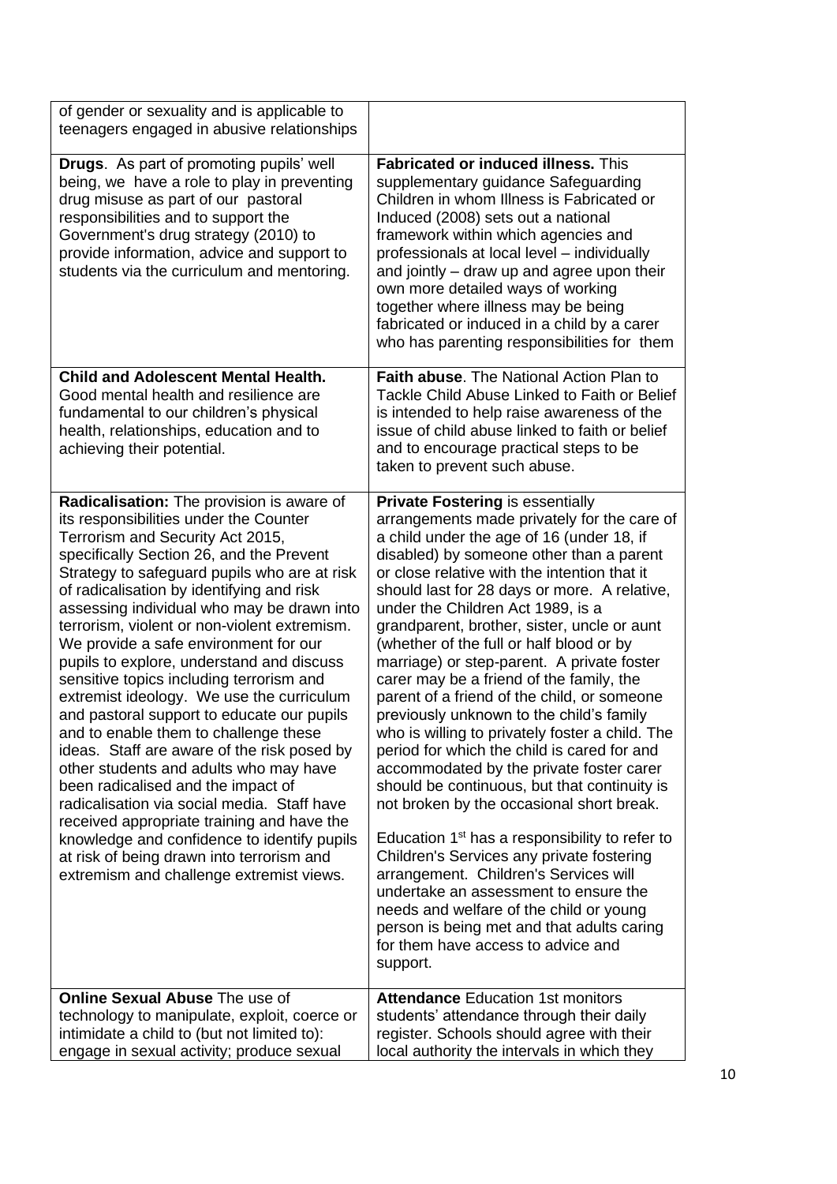| | |
|---|---|
| of gender or sexuality and is applicable to teenagers engaged in abusive relationships | |
| **Drugs**. As part of promoting pupils' well being, we have a role to play in preventing drug misuse as part of our pastoral responsibilities and to support the Government's drug strategy (2010) to provide information, advice and support to students via the curriculum and mentoring. | **Fabricated or induced illness.** This supplementary guidance Safeguarding Children in whom Illness is Fabricated or Induced (2008) sets out a national framework within which agencies and professionals at local level – individually and jointly – draw up and agree upon their own more detailed ways of working together where illness may be being fabricated or induced in a child by a carer who has parenting responsibilities for them |
| **Child and Adolescent Mental Health.** Good mental health and resilience are fundamental to our children's physical health, relationships, education and to achieving their potential. | **Faith abuse**. The National Action Plan to Tackle Child Abuse Linked to Faith or Belief is intended to help raise awareness of the issue of child abuse linked to faith or belief and to encourage practical steps to be taken to prevent such abuse. |
| **Radicalisation:** The provision is aware of its responsibilities under the Counter Terrorism and Security Act 2015, specifically Section 26, and the Prevent Strategy to safeguard pupils who are at risk of radicalisation by identifying and risk assessing individual who may be drawn into terrorism, violent or non-violent extremism. We provide a safe environment for our pupils to explore, understand and discuss sensitive topics including terrorism and extremist ideology. We use the curriculum and pastoral support to educate our pupils and to enable them to challenge these ideas. Staff are aware of the risk posed by other students and adults who may have been radicalised and the impact of radicalisation via social media. Staff have received appropriate training and have the knowledge and confidence to identify pupils at risk of being drawn into terrorism and extremism and challenge extremist views. | **Private Fostering** is essentially arrangements made privately for the care of a child under the age of 16 (under 18, if disabled) by someone other than a parent or close relative with the intention that it should last for 28 days or more. A relative, under the Children Act 1989, is a grandparent, brother, sister, uncle or aunt (whether of the full or half blood or by marriage) or step-parent. A private foster carer may be a friend of the family, the parent of a friend of the child, or someone previously unknown to the child's family who is willing to privately foster a child. The period for which the child is cared for and accommodated by the private foster carer should be continuous, but that continuity is not broken by the occasional short break.<br><br>Education 1st has a responsibility to refer to Children's Services any private fostering arrangement. Children's Services will undertake an assessment to ensure the needs and welfare of the child or young person is being met and that adults caring for them have access to advice and support. |
| **Online Sexual Abuse** The use of technology to manipulate, exploit, coerce or intimidate a child to (but not limited to): engage in sexual activity; produce sexual | **Attendance** Education 1st monitors students' attendance through their daily register. Schools should agree with their local authority the intervals in which they |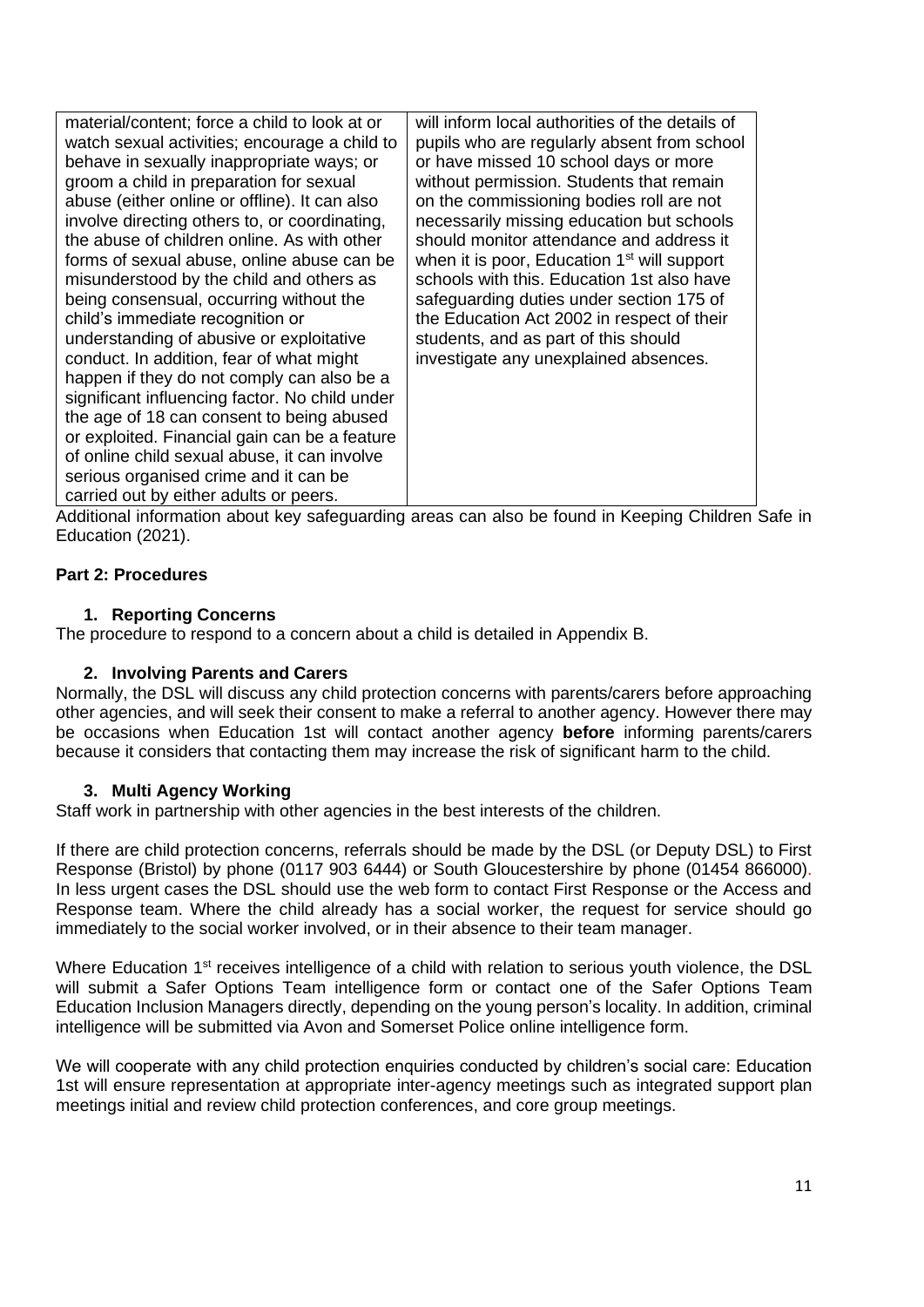| material/content; force a child to look at or watch sexual activities; encourage a child to behave in sexually inappropriate ways; or groom a child in preparation for sexual abuse (either online or offline). It can also involve directing others to, or coordinating, the abuse of children online. As with other forms of sexual abuse, online abuse can be misunderstood by the child and others as being consensual, occurring without the child's immediate recognition or understanding of abusive or exploitative conduct. In addition, fear of what might happen if they do not comply can also be a significant influencing factor. No child under the age of 18 can consent to being abused or exploited. Financial gain can be a feature of online child sexual abuse, it can involve serious organised crime and it can be carried out by either adults or peers. | will inform local authorities of the details of pupils who are regularly absent from school or have missed 10 school days or more without permission. Students that remain on the commissioning bodies roll are not necessarily missing education but schools should monitor attendance and address it when it is poor, Education 1st will support schools with this. Education 1st also have safeguarding duties under section 175 of the Education Act 2002 in respect of their students, and as part of this should investigate any unexplained absences. |
|---|---|

Additional information about key safeguarding areas can also be found in Keeping Children Safe in Education (2021).

## Part 2: Procedures

### 1. Reporting Concerns

The procedure to respond to a concern about a child is detailed in Appendix B.

### 2. Involving Parents and Carers

Normally, the DSL will discuss any child protection concerns with parents/carers before approaching other agencies, and will seek their consent to make a referral to another agency. However there may be occasions when Education 1st will contact another agency **before** informing parents/carers because it considers that contacting them may increase the risk of significant harm to the child.

### 3. Multi Agency Working

Staff work in partnership with other agencies in the best interests of the children.

If there are child protection concerns, referrals should be made by the DSL (or Deputy DSL) to First Response (Bristol) by phone (0117 903 6444) or South Gloucestershire by phone (01454 866000). In less urgent cases the DSL should use the web form to contact First Response or the Access and Response team. Where the child already has a social worker, the request for service should go immediately to the social worker involved, or in their absence to their team manager.

Where Education 1st receives intelligence of a child with relation to serious youth violence, the DSL will submit a Safer Options Team intelligence form or contact one of the Safer Options Team Education Inclusion Managers directly, depending on the young person's locality. In addition, criminal intelligence will be submitted via Avon and Somerset Police online intelligence form.

We will cooperate with any child protection enquiries conducted by children's social care: Education 1st will ensure representation at appropriate inter-agency meetings such as integrated support plan meetings initial and review child protection conferences, and core group meetings.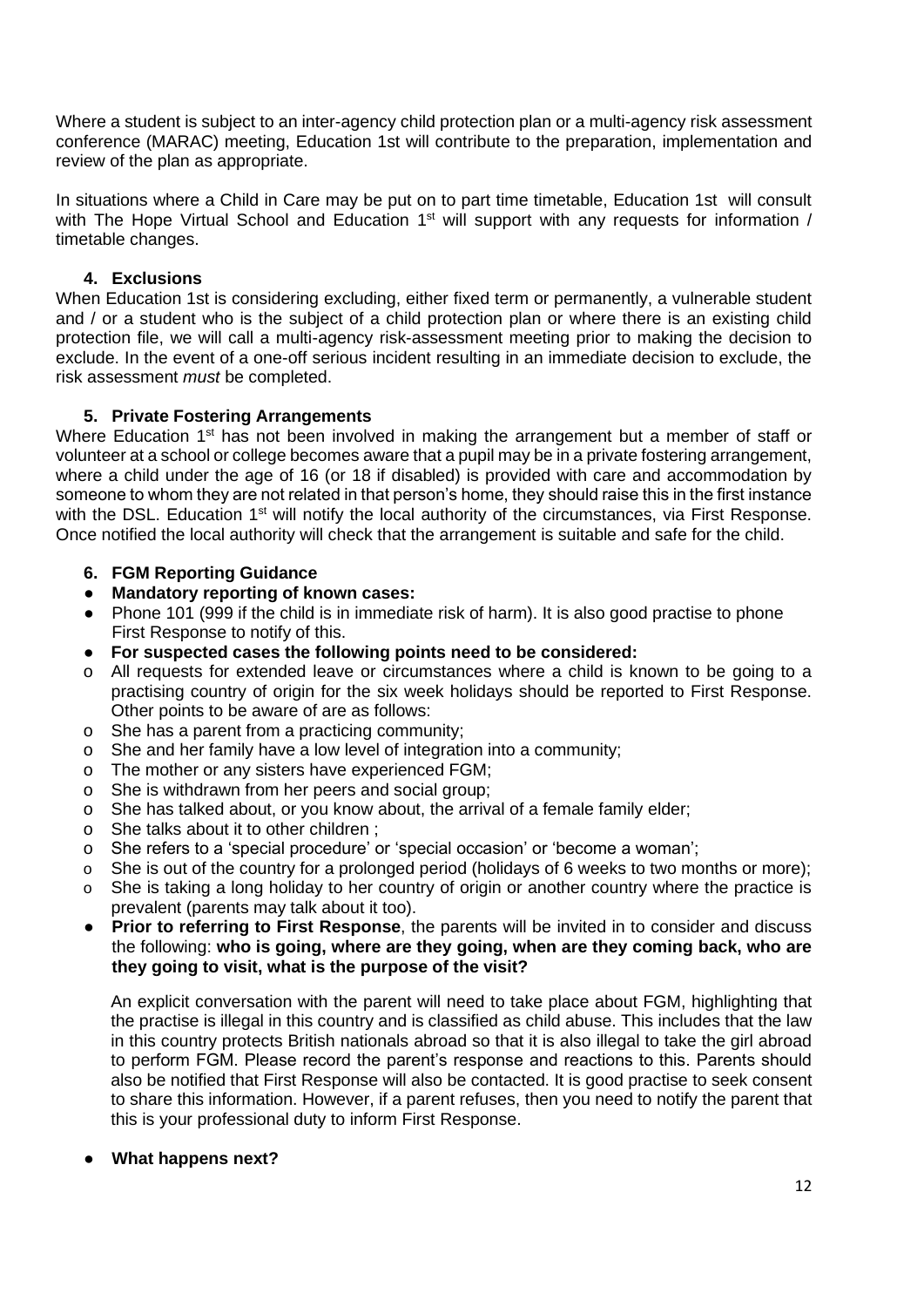Where a student is subject to an inter-agency child protection plan or a multi-agency risk assessment conference (MARAC) meeting, Education 1st will contribute to the preparation, implementation and review of the plan as appropriate.

In situations where a Child in Care may be put on to part time timetable, Education 1st will consult with The Hope Virtual School and Education 1st will support with any requests for information / timetable changes.

### 4. Exclusions

When Education 1st is considering excluding, either fixed term or permanently, a vulnerable student and / or a student who is the subject of a child protection plan or where there is an existing child protection file, we will call a multi-agency risk-assessment meeting prior to making the decision to exclude. In the event of a one-off serious incident resulting in an immediate decision to exclude, the risk assessment *must* be completed.

### 5. Private Fostering Arrangements

Where Education 1st has not been involved in making the arrangement but a member of staff or volunteer at a school or college becomes aware that a pupil may be in a private fostering arrangement, where a child under the age of 16 (or 18 if disabled) is provided with care and accommodation by someone to whom they are not related in that person's home, they should raise this in the first instance with the DSL. Education 1st will notify the local authority of the circumstances, via First Response. Once notified the local authority will check that the arrangement is suitable and safe for the child.

### 6. FGM Reporting Guidance

- **Mandatory reporting of known cases:**
- Phone 101 (999 if the child is in immediate risk of harm). It is also good practise to phone First Response to notify of this.
- **For suspected cases the following points need to be considered:**
  - All requests for extended leave or circumstances where a child is known to be going to a practising country of origin for the six week holidays should be reported to First Response. Other points to be aware of are as follows:
  - She has a parent from a practicing community;
  - She and her family have a low level of integration into a community;
  - The mother or any sisters have experienced FGM;
  - She is withdrawn from her peers and social group;
  - She has talked about, or you know about, the arrival of a female family elder;
  - She talks about it to other children ;
  - She refers to a 'special procedure' or 'special occasion' or 'become a woman';
  - She is out of the country for a prolonged period (holidays of 6 weeks to two months or more);
  - She is taking a long holiday to her country of origin or another country where the practice is prevalent (parents may talk about it too).
- **Prior to referring to First Response**, the parents will be invited in to consider and discuss the following: **who is going, where are they going, when are they coming back, who are they going to visit, what is the purpose of the visit?**

  An explicit conversation with the parent will need to take place about FGM, highlighting that the practise is illegal in this country and is classified as child abuse. This includes that the law in this country protects British nationals abroad so that it is also illegal to take the girl abroad to perform FGM. Please record the parent's response and reactions to this. Parents should also be notified that First Response will also be contacted. It is good practise to seek consent to share this information. However, if a parent refuses, then you need to notify the parent that this is your professional duty to inform First Response.

- **What happens next?**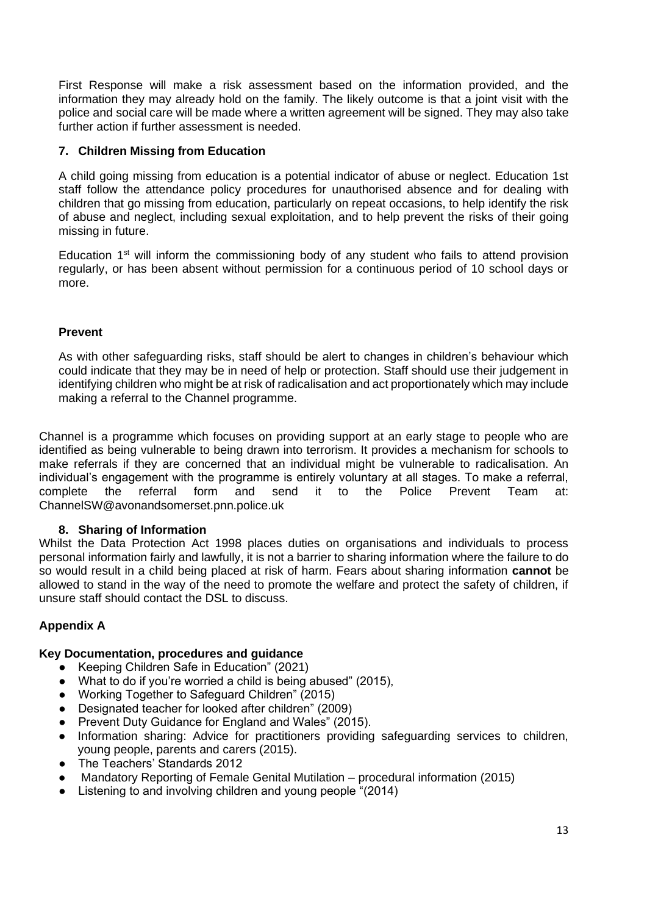First Response will make a risk assessment based on the information provided, and the information they may already hold on the family. The likely outcome is that a joint visit with the police and social care will be made where a written agreement will be signed. They may also take further action if further assessment is needed.

### 7. Children Missing from Education

A child going missing from education is a potential indicator of abuse or neglect. Education 1st staff follow the attendance policy procedures for unauthorised absence and for dealing with children that go missing from education, particularly on repeat occasions, to help identify the risk of abuse and neglect, including sexual exploitation, and to help prevent the risks of their going missing in future.

Education 1st will inform the commissioning body of any student who fails to attend provision regularly, or has been absent without permission for a continuous period of 10 school days or more.

### Prevent

As with other safeguarding risks, staff should be alert to changes in children's behaviour which could indicate that they may be in need of help or protection. Staff should use their judgement in identifying children who might be at risk of radicalisation and act proportionately which may include making a referral to the Channel programme.

Channel is a programme which focuses on providing support at an early stage to people who are identified as being vulnerable to being drawn into terrorism. It provides a mechanism for schools to make referrals if they are concerned that an individual might be vulnerable to radicalisation. An individual's engagement with the programme is entirely voluntary at all stages. To make a referral, complete the referral form and send it to the Police Prevent Team at: ChannelSW@avonandsomerset.pnn.police.uk

### 8. Sharing of Information

Whilst the Data Protection Act 1998 places duties on organisations and individuals to process personal information fairly and lawfully, it is not a barrier to sharing information where the failure to do so would result in a child being placed at risk of harm. Fears about sharing information **cannot** be allowed to stand in the way of the need to promote the welfare and protect the safety of children, if unsure staff should contact the DSL to discuss.

## Appendix A

### Key Documentation, procedures and guidance

- Keeping Children Safe in Education" (2021)
- What to do if you're worried a child is being abused" (2015),
- Working Together to Safeguard Children" (2015)
- Designated teacher for looked after children" (2009)
- Prevent Duty Guidance for England and Wales" (2015).
- Information sharing: Advice for practitioners providing safeguarding services to children, young people, parents and carers (2015).
- The Teachers' Standards 2012
- Mandatory Reporting of Female Genital Mutilation – procedural information (2015)
- Listening to and involving children and young people "(2014)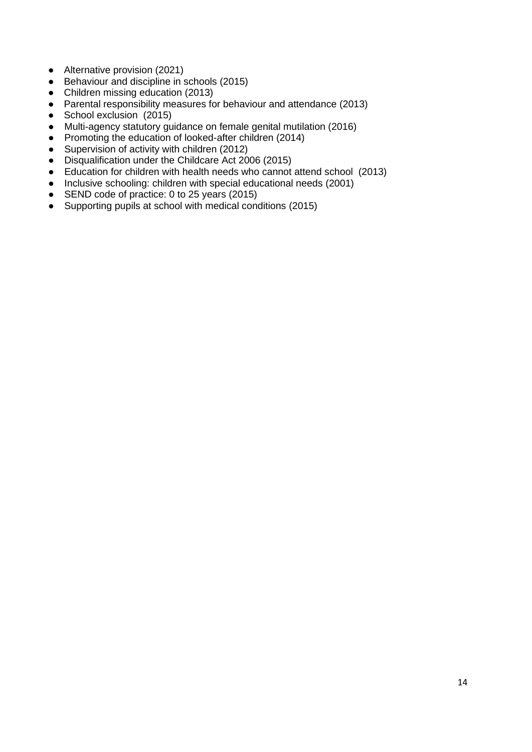- Alternative provision (2021)
- Behaviour and discipline in schools (2015)
- Children missing education (2013)
- Parental responsibility measures for behaviour and attendance (2013)
- School exclusion (2015)
- Multi-agency statutory guidance on female genital mutilation (2016)
- Promoting the education of looked-after children (2014)
- Supervision of activity with children (2012)
- Disqualification under the Childcare Act 2006 (2015)
- Education for children with health needs who cannot attend school (2013)
- Inclusive schooling: children with special educational needs (2001)
- SEND code of practice: 0 to 25 years (2015)
- Supporting pupils at school with medical conditions (2015)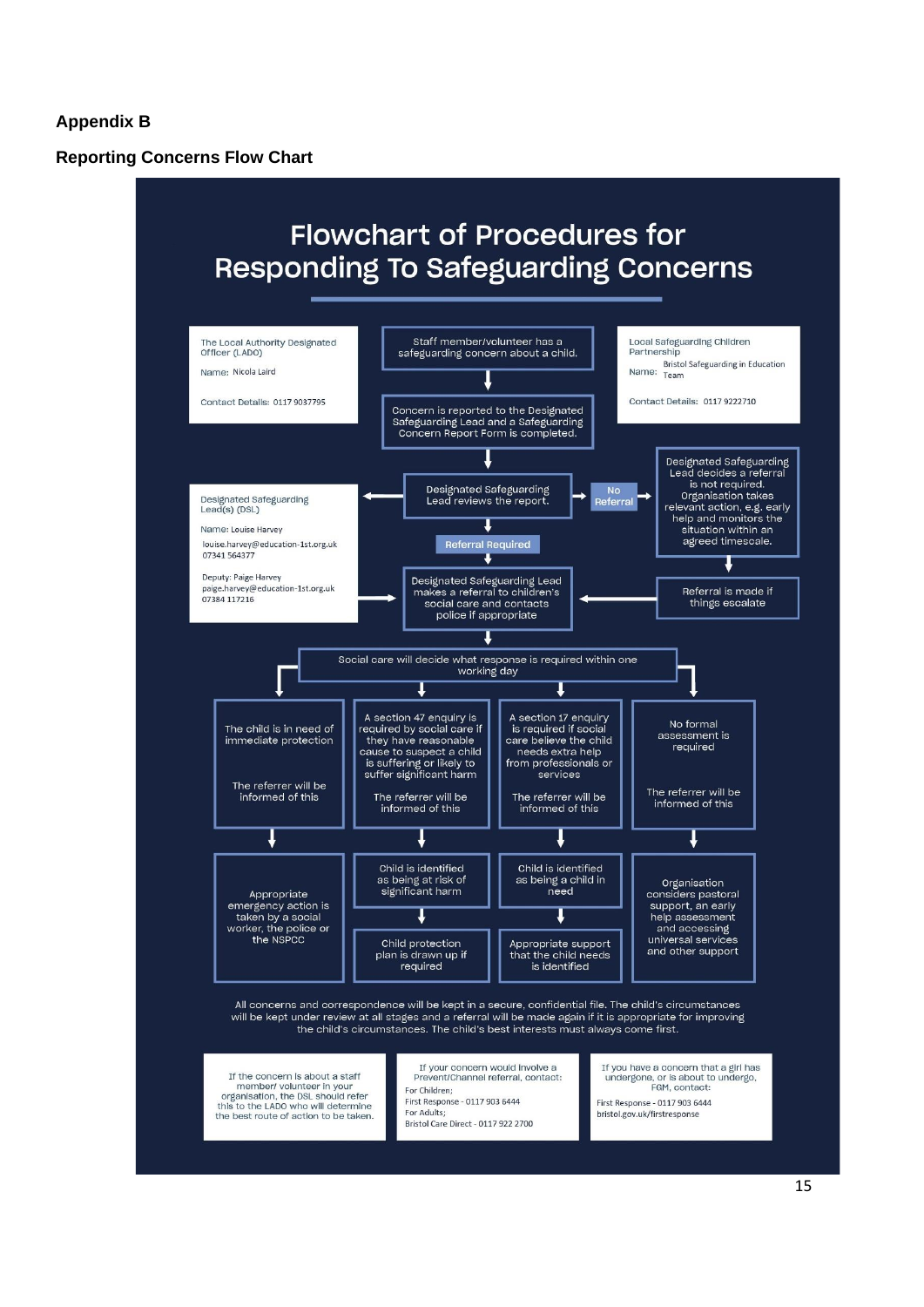**Appendix B**

**Reporting Concerns Flow Chart**

# Flowchart of Procedures for Responding To Safeguarding Concerns

The Local Authority Designated Officer (LADO)

Name: Nicola Laird

Contact Details: 0117 9037795

Staff member/volunteer has a safeguarding concern about a child.

Local Safeguarding Children Partnership

Name: Bristol Safeguarding in Education Team

Contact Details: 0117 9222710

Concern is reported to the Designated Safeguarding Lead and a Safeguarding Concern Report Form is completed.

Designated Safeguarding Lead(s) (DSL)

Name: Louise Harvey
louise.harvey@education-1st.org.uk
07341 564377

Deputy: Paige Harvey
paige.harvey@education-1st.org.uk
07384 117216

Designated Safeguarding Lead reviews the report.

**No Referral**

Designated Safeguarding Lead decides a referral is not required. Organisation takes relevant action, e.g. early help and monitors the situation within an agreed timescale.

**Referral Required**

Designated Safeguarding Lead makes a referral to children's social care and contacts police if appropriate

Referral is made if things escalate

Social care will decide what response is required within one working day

| | | | |
|---|---|---|---|
| The child is in need of immediate protection<br><br>The referrer will be informed of this | A section 47 enquiry is required by social care if they have reasonable cause to suspect a child is suffering or likely to suffer significant harm<br><br>The referrer will be informed of this | A section 17 enquiry is required if social care believe the child needs extra help from professionals or services<br><br>The referrer will be informed of this | No formal assessment is required<br><br>The referrer will be informed of this |
| Appropriate emergency action is taken by a social worker, the police or the NSPCC | Child is identified as being at risk of significant harm<br><br>↓<br><br>Child protection plan is drawn up if required | Child is identified as being a child in need<br><br>↓<br><br>Appropriate support that the child needs is identified | Organisation considers pastoral support, an early help assessment and accessing universal services and other support |

All concerns and correspondence will be kept in a secure, confidential file. The child's circumstances will be kept under review at all stages and a referral will be made again if it is appropriate for improving the child's circumstances. The child's best interests must always come first.

If the concern is about a staff member/ volunteer in your organisation, the DSL should refer this to the LADO who will determine the best route of action to be taken.

If your concern would involve a Prevent/Channel referral, contact:
For Children;
First Response - 0117 903 6444
For Adults;
Bristol Care Direct - 0117 922 2700

If you have a concern that a girl has undergone, or is about to undergo, FGM, contact:
First Response - 0117 903 6444
bristol.gov.uk/firstresponse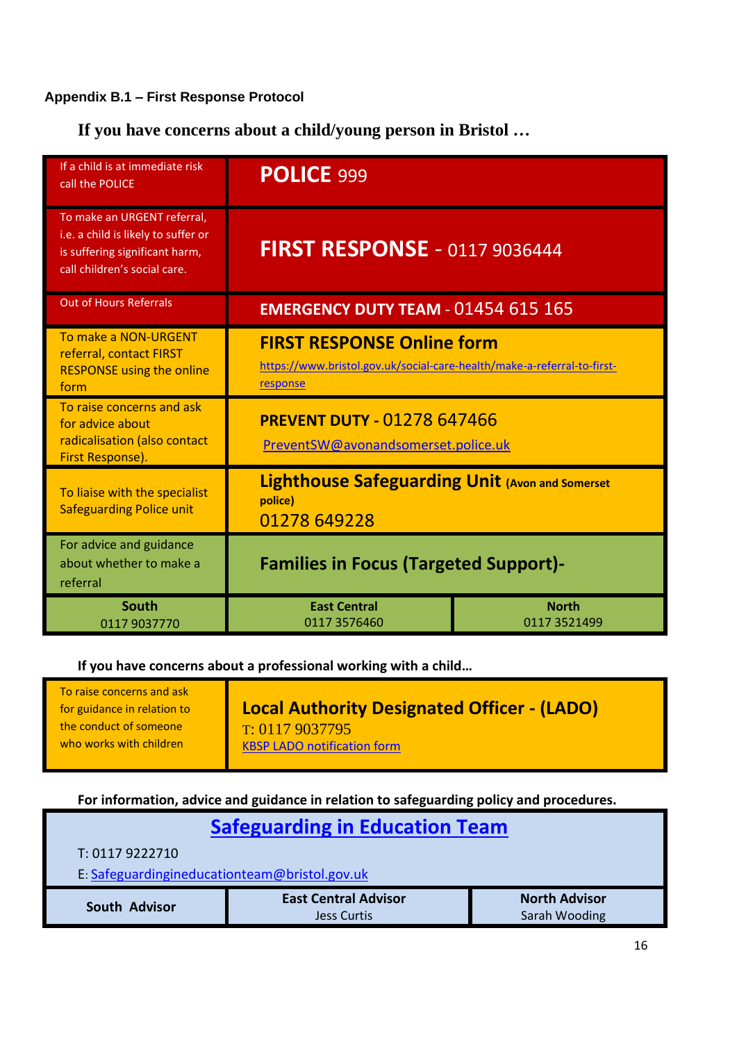**Appendix B.1 – First Response Protocol**

## If you have concerns about a child/young person in Bristol …

| | | |
|---|---|---|
| If a child is at immediate risk call the POLICE | **POLICE** 999 | |
| To make an URGENT referral, i.e. a child is likely to suffer or is suffering significant harm, call children's social care. | **FIRST RESPONSE** - 0117 9036444 | |
| Out of Hours Referrals | **EMERGENCY DUTY TEAM** - 01454 615 165 | |
| To make a NON-URGENT referral, contact FIRST RESPONSE using the online form | **FIRST RESPONSE Online form** https://www.bristol.gov.uk/social-care-health/make-a-referral-to-first-response | |
| To raise concerns and ask for advice about radicalisation (also contact First Response). | **PREVENT DUTY** - 01278 647466 PreventSW@avonandsomerset.police.uk | |
| To liaise with the specialist Safeguarding Police unit | **Lighthouse Safeguarding Unit** **(Avon and Somerset police)** 01278 649228 | |
| For advice and guidance about whether to make a referral | **Families in Focus (Targeted Support)-** | |
| **South** 0117 9037770 | **East Central** 0117 3576460 | **North** 0117 3521499 |

**If you have concerns about a professional working with a child…**

| | |
|---|---|
| To raise concerns and ask for guidance in relation to the conduct of someone who works with children | **Local Authority Designated Officer - (LADO)** T: 0117 9037795 KBSP LADO notification form |

**For information, advice and guidance in relation to safeguarding policy and procedures.**

| | | |
|---|---|---|
| **Safeguarding in Education Team** T: 0117 9222710 E: Safeguardingineducationteam@bristol.gov.uk | | |
| **South Advisor** | **East Central Advisor** Jess Curtis | **North Advisor** Sarah Wooding |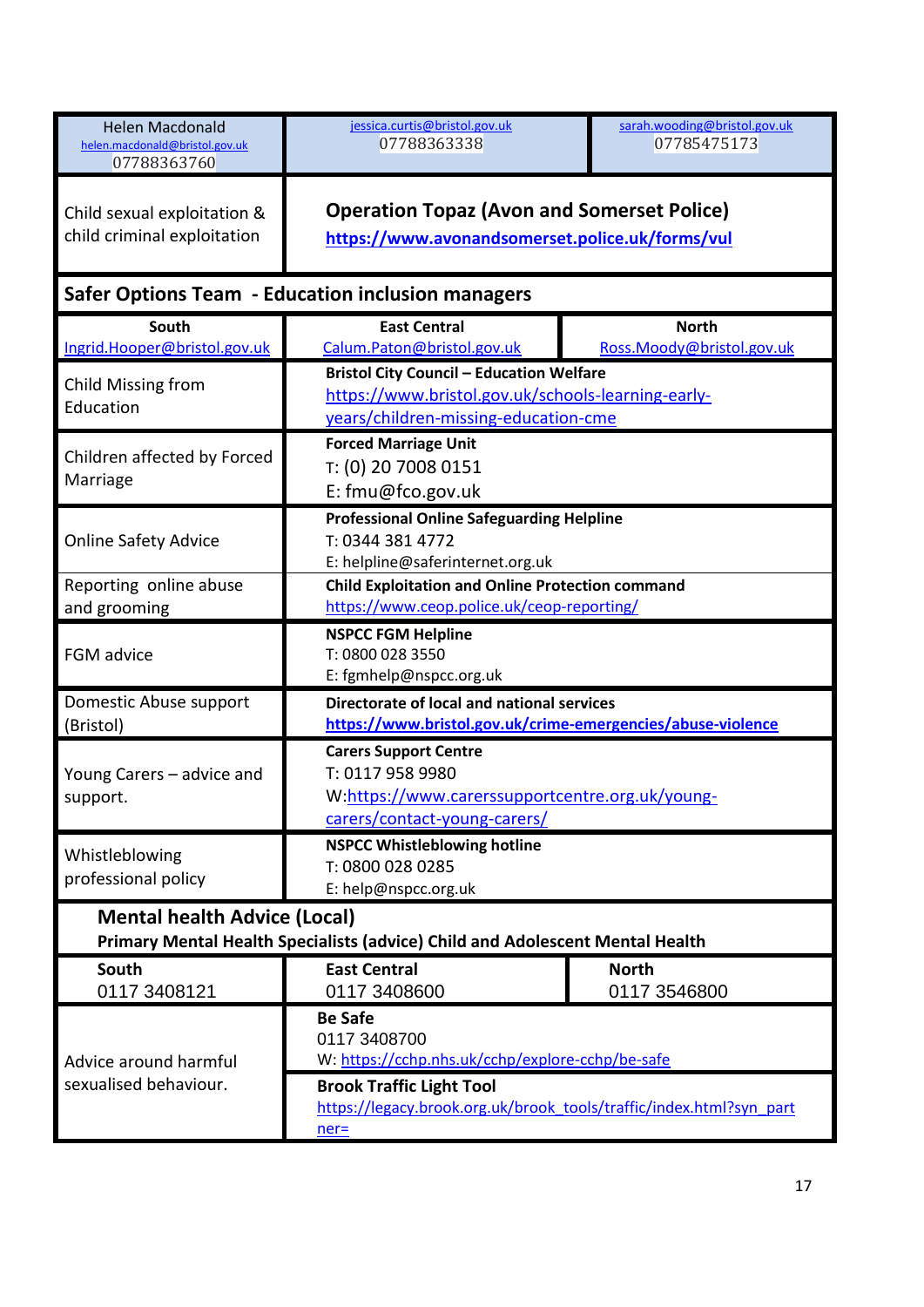| Helen Macdonald<br>helen.macdonald@bristol.gov.uk<br>07788363760 | jessica.curtis@bristol.gov.uk<br>07788363338 | sarah.wooding@bristol.gov.uk<br>07785475173 |
|---|---|---|
| Child sexual exploitation & child criminal exploitation | **Operation Topaz (Avon and Somerset Police)**<br>**https://www.avonandsomerset.police.uk/forms/vul** | |
| **Safer Options Team - Education inclusion managers** | | |
| **South**<br>Ingrid.Hooper@bristol.gov.uk | **East Central**<br>Calum.Paton@bristol.gov.uk | **North**<br>Ross.Moody@bristol.gov.uk |
| Child Missing from Education | **Bristol City Council – Education Welfare**<br>https://www.bristol.gov.uk/schools-learning-early-years/children-missing-education-cme | |
| Children affected by Forced Marriage | **Forced Marriage Unit**<br>T: (0) 20 7008 0151<br>E: fmu@fco.gov.uk | |
| Online Safety Advice | **Professional Online Safeguarding Helpline**<br>T: 0344 381 4772<br>E: helpline@saferinternet.org.uk | |
| Reporting online abuse and grooming | **Child Exploitation and Online Protection command**<br>https://www.ceop.police.uk/ceop-reporting/ | |
| FGM advice | **NSPCC FGM Helpline**<br>T: 0800 028 3550<br>E: fgmhelp@nspcc.org.uk | |
| Domestic Abuse support (Bristol) | **Directorate of local and national services**<br>**https://www.bristol.gov.uk/crime-emergencies/abuse-violence** | |
| Young Carers – advice and support. | **Carers Support Centre**<br>T: 0117 958 9980<br>W:https://www.carerssupportcentre.org.uk/young-carers/contact-young-carers/ | |
| Whistleblowing professional policy | **NSPCC Whistleblowing hotline**<br>T: 0800 028 0285<br>E: help@nspcc.org.uk | |
| **Mental health Advice (Local)**<br>**Primary Mental Health Specialists (advice) Child and Adolescent Mental Health** | | |
| **South**<br>0117 3408121 | **East Central**<br>0117 3408600 | **North**<br>0117 3546800 |
| Advice around harmful sexualised behaviour. | **Be Safe**<br>0117 3408700<br>W: https://cchp.nhs.uk/cchp/explore-cchp/be-safe | |
| | **Brook Traffic Light Tool**<br>https://legacy.brook.org.uk/brook_tools/traffic/index.html?syn_partner= | |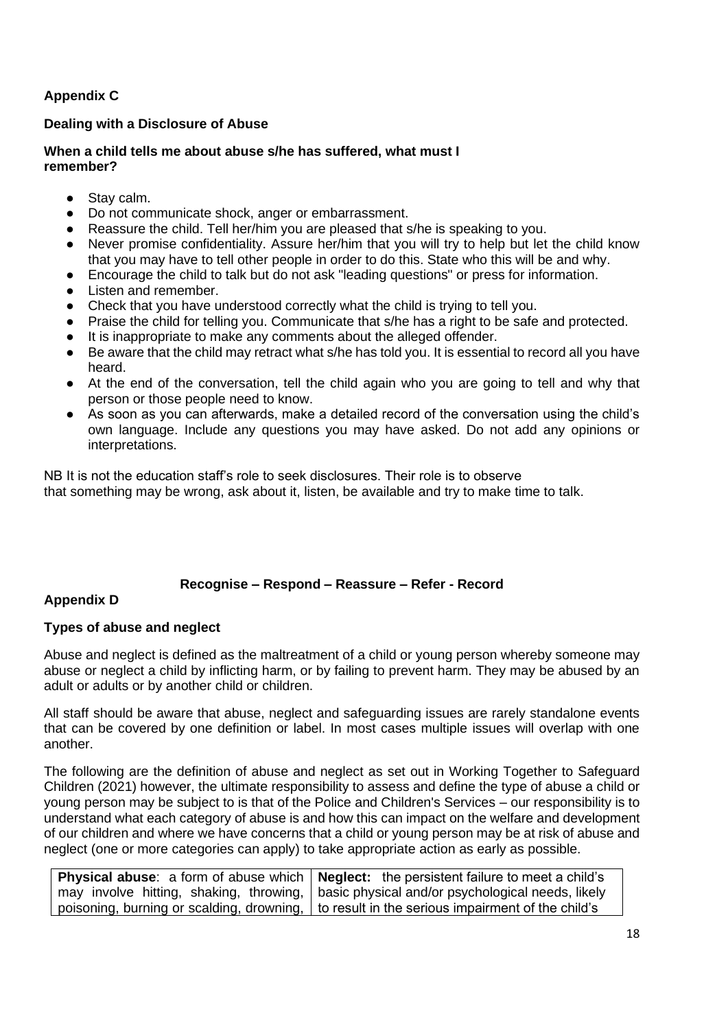## Appendix C

### Dealing with a Disclosure of Abuse

**When a child tells me about abuse s/he has suffered, what must I remember?**

- Stay calm.
- Do not communicate shock, anger or embarrassment.
- Reassure the child. Tell her/him you are pleased that s/he is speaking to you.
- Never promise confidentiality. Assure her/him that you will try to help but let the child know that you may have to tell other people in order to do this. State who this will be and why.
- Encourage the child to talk but do not ask "leading questions" or press for information.
- Listen and remember.
- Check that you have understood correctly what the child is trying to tell you.
- Praise the child for telling you. Communicate that s/he has a right to be safe and protected.
- It is inappropriate to make any comments about the alleged offender.
- Be aware that the child may retract what s/he has told you. It is essential to record all you have heard.
- At the end of the conversation, tell the child again who you are going to tell and why that person or those people need to know.
- As soon as you can afterwards, make a detailed record of the conversation using the child's own language. Include any questions you may have asked. Do not add any opinions or interpretations.

NB It is not the education staff's role to seek disclosures. Their role is to observe that something may be wrong, ask about it, listen, be available and try to make time to talk.

**Recognise – Respond – Reassure – Refer - Record**

## Appendix D

### Types of abuse and neglect

Abuse and neglect is defined as the maltreatment of a child or young person whereby someone may abuse or neglect a child by inflicting harm, or by failing to prevent harm. They may be abused by an adult or adults or by another child or children.

All staff should be aware that abuse, neglect and safeguarding issues are rarely standalone events that can be covered by one definition or label. In most cases multiple issues will overlap with one another.

The following are the definition of abuse and neglect as set out in Working Together to Safeguard Children (2021) however, the ultimate responsibility to assess and define the type of abuse a child or young person may be subject to is that of the Police and Children's Services – our responsibility is to understand what each category of abuse is and how this can impact on the welfare and development of our children and where we have concerns that a child or young person may be at risk of abuse and neglect (one or more categories can apply) to take appropriate action as early as possible.

| **Physical abuse**: a form of abuse which may involve hitting, shaking, throwing, poisoning, burning or scalding, drowning, | **Neglect:** the persistent failure to meet a child's basic physical and/or psychological needs, likely to result in the serious impairment of the child's |
|---|---|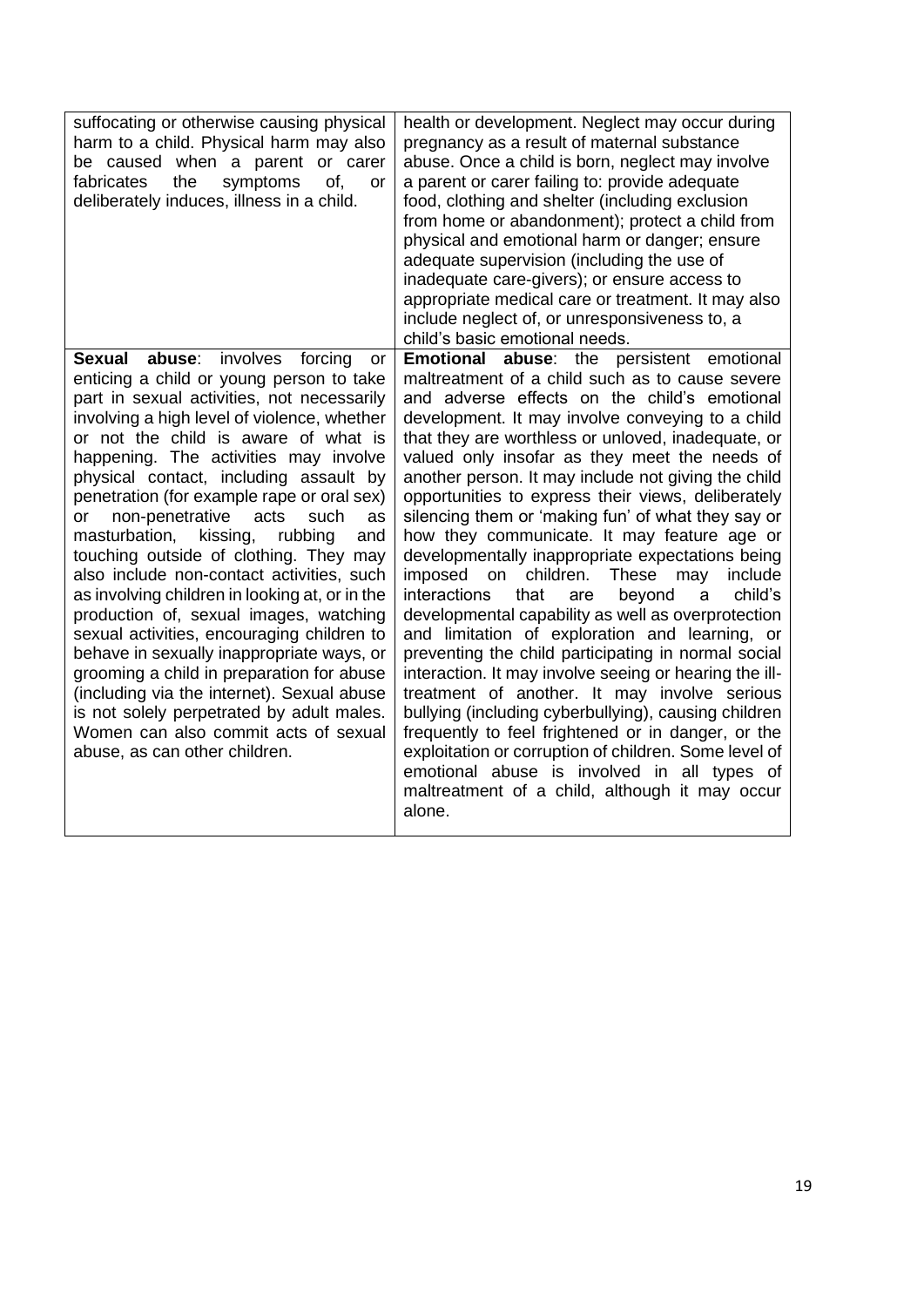| | |
|---|---|
| suffocating or otherwise causing physical harm to a child. Physical harm may also be caused when a parent or carer fabricates the symptoms of, or deliberately induces, illness in a child. | health or development. Neglect may occur during pregnancy as a result of maternal substance abuse. Once a child is born, neglect may involve a parent or carer failing to: provide adequate food, clothing and shelter (including exclusion from home or abandonment); protect a child from physical and emotional harm or danger; ensure adequate supervision (including the use of inadequate care-givers); or ensure access to appropriate medical care or treatment. It may also include neglect of, or unresponsiveness to, a child's basic emotional needs. |
| **Sexual abuse**: involves forcing or enticing a child or young person to take part in sexual activities, not necessarily involving a high level of violence, whether or not the child is aware of what is happening. The activities may involve physical contact, including assault by penetration (for example rape or oral sex) or non-penetrative acts such as masturbation, kissing, rubbing and touching outside of clothing. They may also include non-contact activities, such as involving children in looking at, or in the production of, sexual images, watching sexual activities, encouraging children to behave in sexually inappropriate ways, or grooming a child in preparation for abuse (including via the internet). Sexual abuse is not solely perpetrated by adult males. Women can also commit acts of sexual abuse, as can other children. | **Emotional abuse**: the persistent emotional maltreatment of a child such as to cause severe and adverse effects on the child's emotional development. It may involve conveying to a child that they are worthless or unloved, inadequate, or valued only insofar as they meet the needs of another person. It may include not giving the child opportunities to express their views, deliberately silencing them or 'making fun' of what they say or how they communicate. It may feature age or developmentally inappropriate expectations being imposed on children. These may include interactions that are beyond a child's developmental capability as well as overprotection and limitation of exploration and learning, or preventing the child participating in normal social interaction. It may involve seeing or hearing the ill-treatment of another. It may involve serious bullying (including cyberbullying), causing children frequently to feel frightened or in danger, or the exploitation or corruption of children. Some level of emotional abuse is involved in all types of maltreatment of a child, although it may occur alone. |